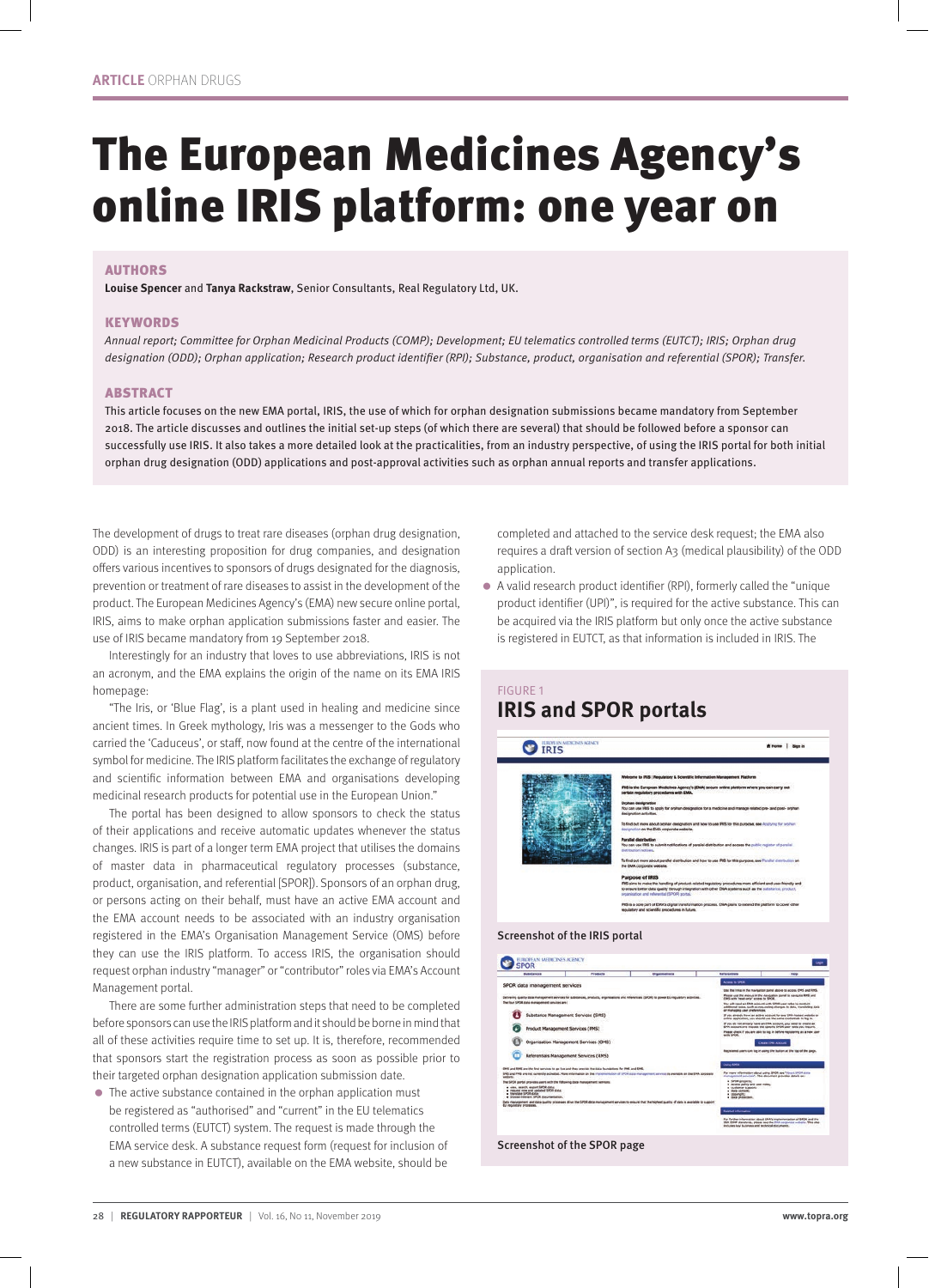ARTICLE ORPHAN DRUGS

# The European Medicines Agency's online IRIS platform: one year on

## AUTHORS

**Louise Spencer** and **Tanya Rackstraw**, Senior Consultants, Real Regulatory Ltd, UK.

## KEYWORDS

*Annual report; Committee for Orphan Medicinal Products (COMP); Development; EU telematics controlled terms (EUTCT); IRIS; Orphan drug designation (ODD); Orphan application; Research product identifier (RPI); Substance, product, organisation and referential (SPOR); Transfer.*

## ABSTRACT

This article focuses on the new EMA portal, IRIS, the use of which for orphan designation submissions became mandatory from September 2018. The article discusses and outlines the initial set-up steps (of which there are several) that should be followed before a sponsor can successfully use IRIS. It also takes a more detailed look at the practicalities, from an industry perspective, of using the IRIS portal for both initial orphan drug designation (ODD) applications and post-approval activities such as orphan annual reports and transfer applications.

The development of drugs to treat rare diseases (orphan drug designation, ODD) is an interesting proposition for drug companies, and designation offers various incentives to sponsors of drugs designated for the diagnosis, prevention or treatment of rare diseases to assist in the development of the product. The European Medicines Agency's (EMA) new secure online portal, IRIS, aims to make orphan application submissions faster and easier. The use of IRIS became mandatory from 19 September 2018.

Interestingly for an industry that loves to use abbreviations, IRIS is not an acronym, and the EMA explains the origin of the name on its EMA IRIS homepage:

"The Iris, or 'Blue Flag', is a plant used in healing and medicine since ancient times. In Greek mythology, Iris was a messenger to the Gods who carried the 'Caduceus', or staff, now found at the centre of the international symbol for medicine. The IRIS platform facilitates the exchange of regulatory and scientific information between EMA and organisations developing medicinal research products for potential use in the European Union."

The portal has been designed to allow sponsors to check the status of their applications and receive automatic updates whenever the status changes. IRIS is part of a longer term EMA project that utilises the domains of master data in pharmaceutical regulatory processes (substance, product, organisation, and referential [SPOR]). Sponsors of an orphan drug, or persons acting on their behalf, must have an active EMA account and the EMA account needs to be associated with an industry organisation registered in the EMA's Organisation Management Service (OMS) before they can use the IRIS platform. To access IRIS, the organisation should request orphan industry "manager" or "contributor" roles via EMA's Account Management portal.

There are some further administration steps that need to be completed before sponsors can use the IRIS platform and it should be borne in mind that all of these activities require time to set up. It is, therefore, recommended that sponsors start the registration process as soon as possible prior to their targeted orphan designation application submission date.

- The active substance contained in the orphan application must be registered as "authorised" and "current" in the EU telematics controlled terms (EUTCT) system. The request is made through the EMA service desk. A substance request form (request for inclusion of a new substance in EUTCT), available on the EMA website, should be completed and attached to the service desk request; the EMA also requires a draft version of section A3 (medical plausibility) of the ODD application.
- A valid research product identifier (RPI), formerly called the "unique product identifier (UPI)", is required for the active substance. This can be acquired via the IRIS platform but only once the active substance is registered in EUTCT, as that information is included in IRIS. The

FIGURE 1

## IRIS and SPOR portals

Screenshot of the IRIS portal

Screenshot of the SPOR page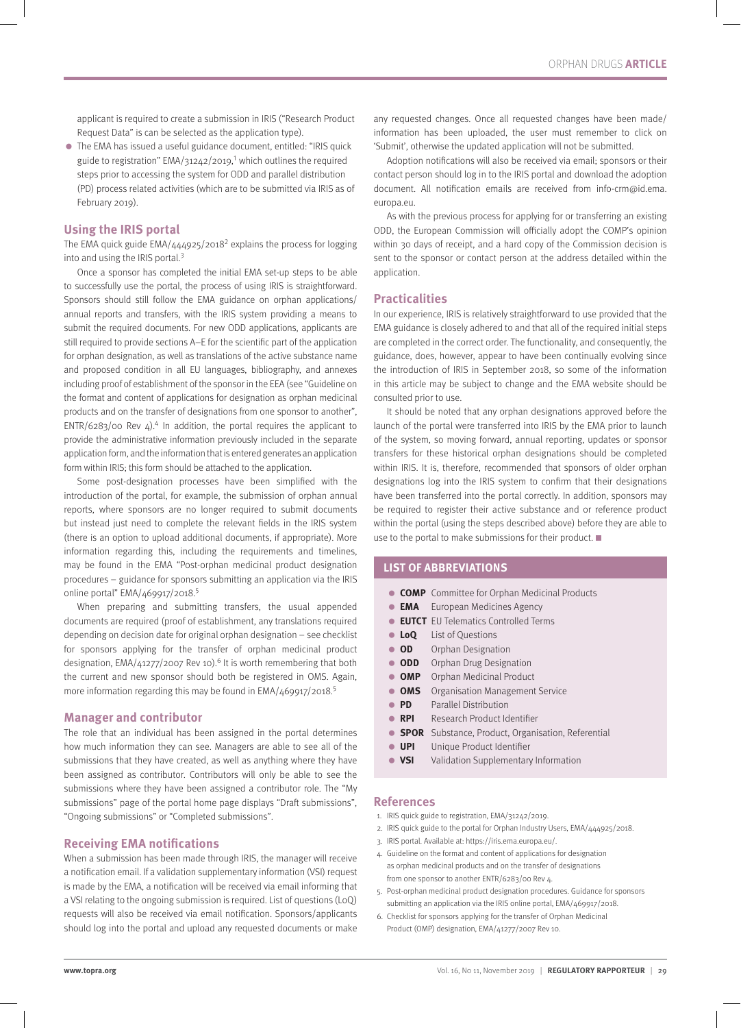applicant is required to create a submission in IRIS ("Research Product Request Data" is can be selected as the application type).

- The EMA has issued a useful guidance document, entitled: "IRIS quick guide to registration" EMA/31242/2019,[1] which outlines the required steps prior to accessing the system for ODD and parallel distribution (PD) process related activities (which are to be submitted via IRIS as of February 2019).

## Using the IRIS portal

The EMA quick guide EMA/444925/2018[2] explains the process for logging into and using the IRIS portal.[3]

Once a sponsor has completed the initial EMA set-up steps to be able to successfully use the portal, the process of using IRIS is straightforward. Sponsors should still follow the EMA guidance on orphan applications/annual reports and transfers, with the IRIS system providing a means to submit the required documents. For new ODD applications, applicants are still required to provide sections A–E for the scientific part of the application for orphan designation, as well as translations of the active substance name and proposed condition in all EU languages, bibliography, and annexes including proof of establishment of the sponsor in the EEA (see "Guideline on the format and content of applications for designation as orphan medicinal products and on the transfer of designations from one sponsor to another", ENTR/6283/00 Rev 4).[4] In addition, the portal requires the applicant to provide the administrative information previously included in the separate application form, and the information that is entered generates an application form within IRIS; this form should be attached to the application.

Some post-designation processes have been simplified with the introduction of the portal, for example, the submission of orphan annual reports, where sponsors are no longer required to submit documents but instead just need to complete the relevant fields in the IRIS system (there is an option to upload additional documents, if appropriate). More information regarding this, including the requirements and timelines, may be found in the EMA "Post-orphan medicinal product designation procedures – guidance for sponsors submitting an application via the IRIS online portal" EMA/469917/2018.[5]

When preparing and submitting transfers, the usual appended documents are required (proof of establishment, any translations required depending on decision date for original orphan designation – see checklist for sponsors applying for the transfer of orphan medicinal product designation, EMA/41277/2007 Rev 10).[6] It is worth remembering that both the current and new sponsor should both be registered in OMS. Again, more information regarding this may be found in EMA/469917/2018.[5]

## Manager and contributor

The role that an individual has been assigned in the portal determines how much information they can see. Managers are able to see all of the submissions that they have created, as well as anything where they have been assigned as contributor. Contributors will only be able to see the submissions where they have been assigned a contributor role. The "My submissions" page of the portal home page displays "Draft submissions", "Ongoing submissions" or "Completed submissions".

## Receiving EMA notifications

When a submission has been made through IRIS, the manager will receive a notification email. If a validation supplementary information (VSI) request is made by the EMA, a notification will be received via email informing that a VSI relating to the ongoing submission is required. List of questions (LoQ) requests will also be received via email notification. Sponsors/applicants should log into the portal and upload any requested documents or make any requested changes. Once all requested changes have been made/information has been uploaded, the user must remember to click on 'Submit', otherwise the updated application will not be submitted.

Adoption notifications will also be received via email; sponsors or their contact person should log in to the IRIS portal and download the adoption document. All notification emails are received from info-crm@id.ema.europa.eu.

As with the previous process for applying for or transferring an existing ODD, the European Commission will officially adopt the COMP's opinion within 30 days of receipt, and a hard copy of the Commission decision is sent to the sponsor or contact person at the address detailed within the application.

## Practicalities

In our experience, IRIS is relatively straightforward to use provided that the EMA guidance is closely adhered to and that all of the required initial steps are completed in the correct order. The functionality, and consequently, the guidance, does, however, appear to have been continually evolving since the introduction of IRIS in September 2018, so some of the information in this article may be subject to change and the EMA website should be consulted prior to use.

It should be noted that any orphan designations approved before the launch of the portal were transferred into IRIS by the EMA prior to launch of the system, so moving forward, annual reporting, updates or sponsor transfers for these historical orphan designations should be completed within IRIS. It is, therefore, recommended that sponsors of older orphan designations log into the IRIS system to confirm that their designations have been transferred into the portal correctly. In addition, sponsors may be required to register their active substance and or reference product within the portal (using the steps described above) before they are able to use to the portal to make submissions for their product. ■

## LIST OF ABBREVIATIONS

- **COMP** Committee for Orphan Medicinal Products
- **EMA** European Medicines Agency
- **EUTCT** EU Telematics Controlled Terms
- **LoQ** List of Questions
- **OD** Orphan Designation
- **ODD** Orphan Drug Designation
- **OMP** Orphan Medicinal Product
- **OMS** Organisation Management Service
- **PD** Parallel Distribution
- **RPI** Research Product Identifier
- **SPOR** Substance, Product, Organisation, Referential
- **UPI** Unique Product Identifier
- **VSI** Validation Supplementary Information

## References

1. IRIS quick guide to registration, EMA/31242/2019.
2. IRIS quick guide to the portal for Orphan Industry Users, EMA/444925/2018.
3. IRIS portal. Available at: https://iris.ema.europa.eu/.
4. Guideline on the format and content of applications for designation as orphan medicinal products and on the transfer of designations from one sponsor to another ENTR/6283/00 Rev 4.
5. Post-orphan medicinal product designation procedures. Guidance for sponsors submitting an application via the IRIS online portal, EMA/469917/2018.
6. Checklist for sponsors applying for the transfer of Orphan Medicinal Product (OMP) designation, EMA/41277/2007 Rev 10.